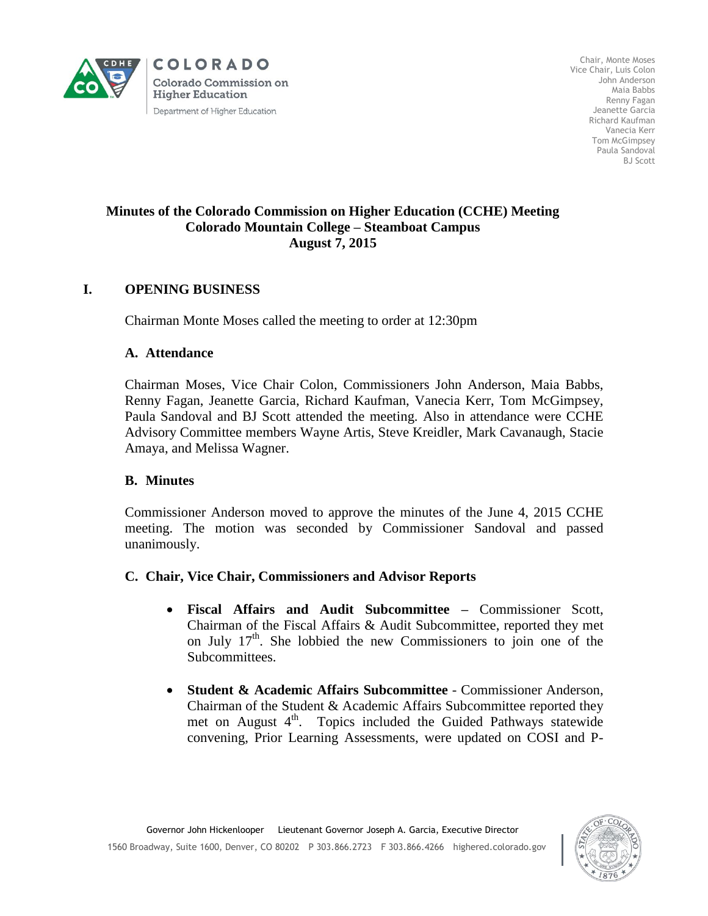COLORADO
Colorado Commission on Higher Education
Department of Higher Education

Chair, Monte Moses
Vice Chair, Luis Colon
John Anderson
Maia Babbs
Renny Fagan
Jeanette Garcia
Richard Kaufman
Vanecia Kerr
Tom McGimpsey
Paula Sandoval
BJ Scott

**Minutes of the Colorado Commission on Higher Education (CCHE) Meeting**
**Colorado Mountain College – Steamboat Campus**
**August 7, 2015**

# I. OPENING BUSINESS

Chairman Monte Moses called the meeting to order at 12:30pm

## A. Attendance

Chairman Moses, Vice Chair Colon, Commissioners John Anderson, Maia Babbs, Renny Fagan, Jeanette Garcia, Richard Kaufman, Vanecia Kerr, Tom McGimpsey, Paula Sandoval and BJ Scott attended the meeting. Also in attendance were CCHE Advisory Committee members Wayne Artis, Steve Kreidler, Mark Cavanaugh, Stacie Amaya, and Melissa Wagner.

## B. Minutes

Commissioner Anderson moved to approve the minutes of the June 4, 2015 CCHE meeting. The motion was seconded by Commissioner Sandoval and passed unanimously.

## C. Chair, Vice Chair, Commissioners and Advisor Reports

- **Fiscal Affairs and Audit Subcommittee –** Commissioner Scott, Chairman of the Fiscal Affairs & Audit Subcommittee, reported they met on July 17th. She lobbied the new Commissioners to join one of the Subcommittees.
- **Student & Academic Affairs Subcommittee** - Commissioner Anderson, Chairman of the Student & Academic Affairs Subcommittee reported they met on August 4th. Topics included the Guided Pathways statewide convening, Prior Learning Assessments, were updated on COSI and P-

Governor John Hickenlooper Lieutenant Governor Joseph A. Garcia, Executive Director
1560 Broadway, Suite 1600, Denver, CO 80202 P 303.866.2723 F 303.866.4266 highered.colorado.gov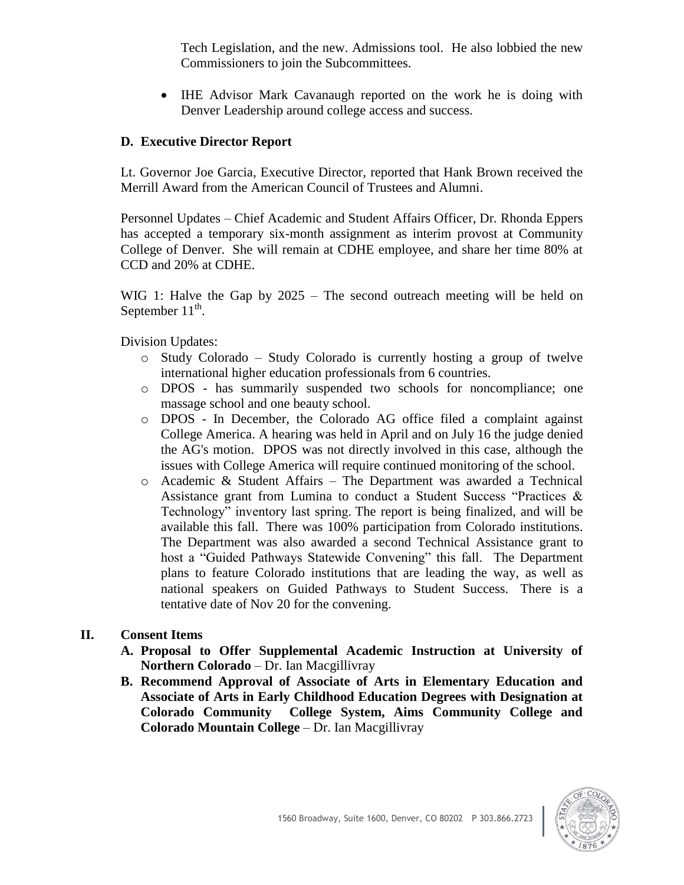Tech Legislation, and the new. Admissions tool. He also lobbied the new Commissioners to join the Subcommittees.

- IHE Advisor Mark Cavanaugh reported on the work he is doing with Denver Leadership around college access and success.

### D. Executive Director Report

Lt. Governor Joe Garcia, Executive Director, reported that Hank Brown received the Merrill Award from the American Council of Trustees and Alumni.

Personnel Updates – Chief Academic and Student Affairs Officer, Dr. Rhonda Eppers has accepted a temporary six-month assignment as interim provost at Community College of Denver. She will remain at CDHE employee, and share her time 80% at CCD and 20% at CDHE.

WIG 1: Halve the Gap by 2025 – The second outreach meeting will be held on September 11th.

Division Updates:

- Study Colorado – Study Colorado is currently hosting a group of twelve international higher education professionals from 6 countries.
- DPOS - has summarily suspended two schools for noncompliance; one massage school and one beauty school.
- DPOS - In December, the Colorado AG office filed a complaint against College America. A hearing was held in April and on July 16 the judge denied the AG's motion. DPOS was not directly involved in this case, although the issues with College America will require continued monitoring of the school.
- Academic & Student Affairs – The Department was awarded a Technical Assistance grant from Lumina to conduct a Student Success "Practices & Technology" inventory last spring. The report is being finalized, and will be available this fall. There was 100% participation from Colorado institutions. The Department was also awarded a second Technical Assistance grant to host a "Guided Pathways Statewide Convening" this fall. The Department plans to feature Colorado institutions that are leading the way, as well as national speakers on Guided Pathways to Student Success. There is a tentative date of Nov 20 for the convening.

## II. Consent Items

**A. Proposal to Offer Supplemental Academic Instruction at University of Northern Colorado** – Dr. Ian Macgillivray

**B. Recommend Approval of Associate of Arts in Elementary Education and Associate of Arts in Early Childhood Education Degrees with Designation at Colorado Community College System, Aims Community College and Colorado Mountain College** – Dr. Ian Macgillivray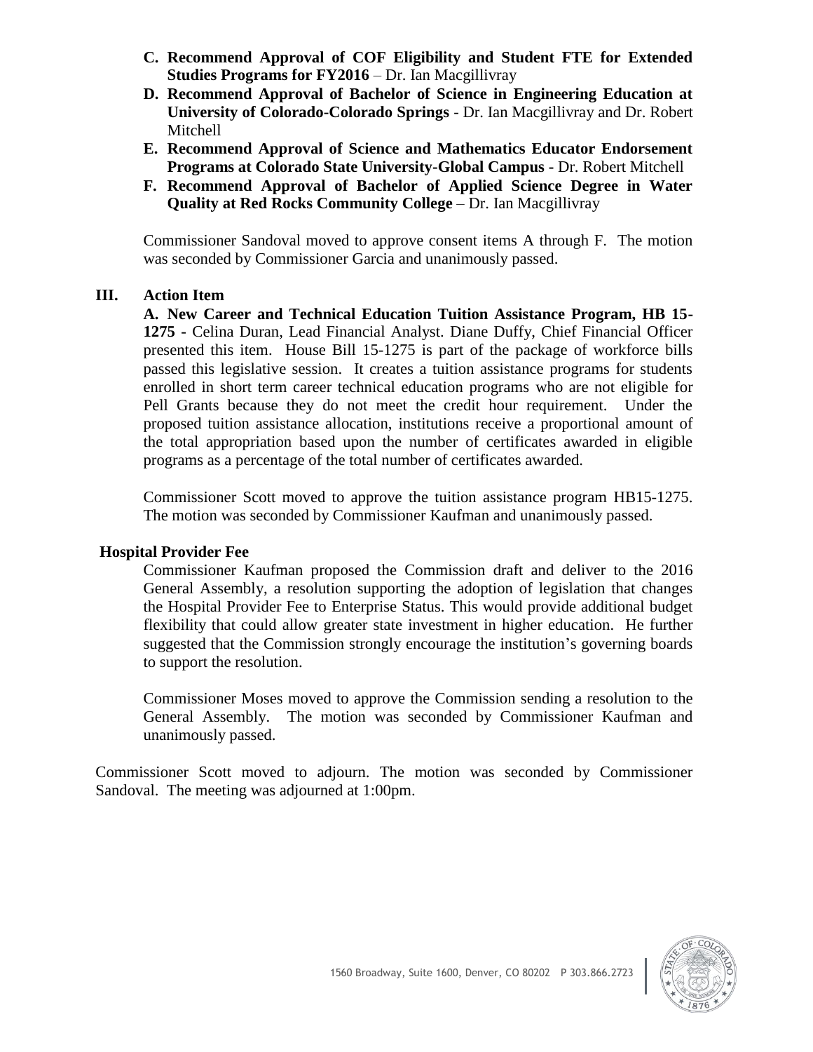- **C. Recommend Approval of COF Eligibility and Student FTE for Extended Studies Programs for FY2016** – Dr. Ian Macgillivray
- **D. Recommend Approval of Bachelor of Science in Engineering Education at University of Colorado-Colorado Springs** - Dr. Ian Macgillivray and Dr. Robert Mitchell
- **E. Recommend Approval of Science and Mathematics Educator Endorsement Programs at Colorado State University-Global Campus** - Dr. Robert Mitchell
- **F. Recommend Approval of Bachelor of Applied Science Degree in Water Quality at Red Rocks Community College** – Dr. Ian Macgillivray

Commissioner Sandoval moved to approve consent items A through F. The motion was seconded by Commissioner Garcia and unanimously passed.

## III. Action Item

**A. New Career and Technical Education Tuition Assistance Program, HB 15-1275 -** Celina Duran, Lead Financial Analyst. Diane Duffy, Chief Financial Officer presented this item. House Bill 15-1275 is part of the package of workforce bills passed this legislative session. It creates a tuition assistance programs for students enrolled in short term career technical education programs who are not eligible for Pell Grants because they do not meet the credit hour requirement. Under the proposed tuition assistance allocation, institutions receive a proportional amount of the total appropriation based upon the number of certificates awarded in eligible programs as a percentage of the total number of certificates awarded.

Commissioner Scott moved to approve the tuition assistance program HB15-1275. The motion was seconded by Commissioner Kaufman and unanimously passed.

**Hospital Provider Fee**

Commissioner Kaufman proposed the Commission draft and deliver to the 2016 General Assembly, a resolution supporting the adoption of legislation that changes the Hospital Provider Fee to Enterprise Status. This would provide additional budget flexibility that could allow greater state investment in higher education. He further suggested that the Commission strongly encourage the institution's governing boards to support the resolution.

Commissioner Moses moved to approve the Commission sending a resolution to the General Assembly. The motion was seconded by Commissioner Kaufman and unanimously passed.

Commissioner Scott moved to adjourn. The motion was seconded by Commissioner Sandoval. The meeting was adjourned at 1:00pm.